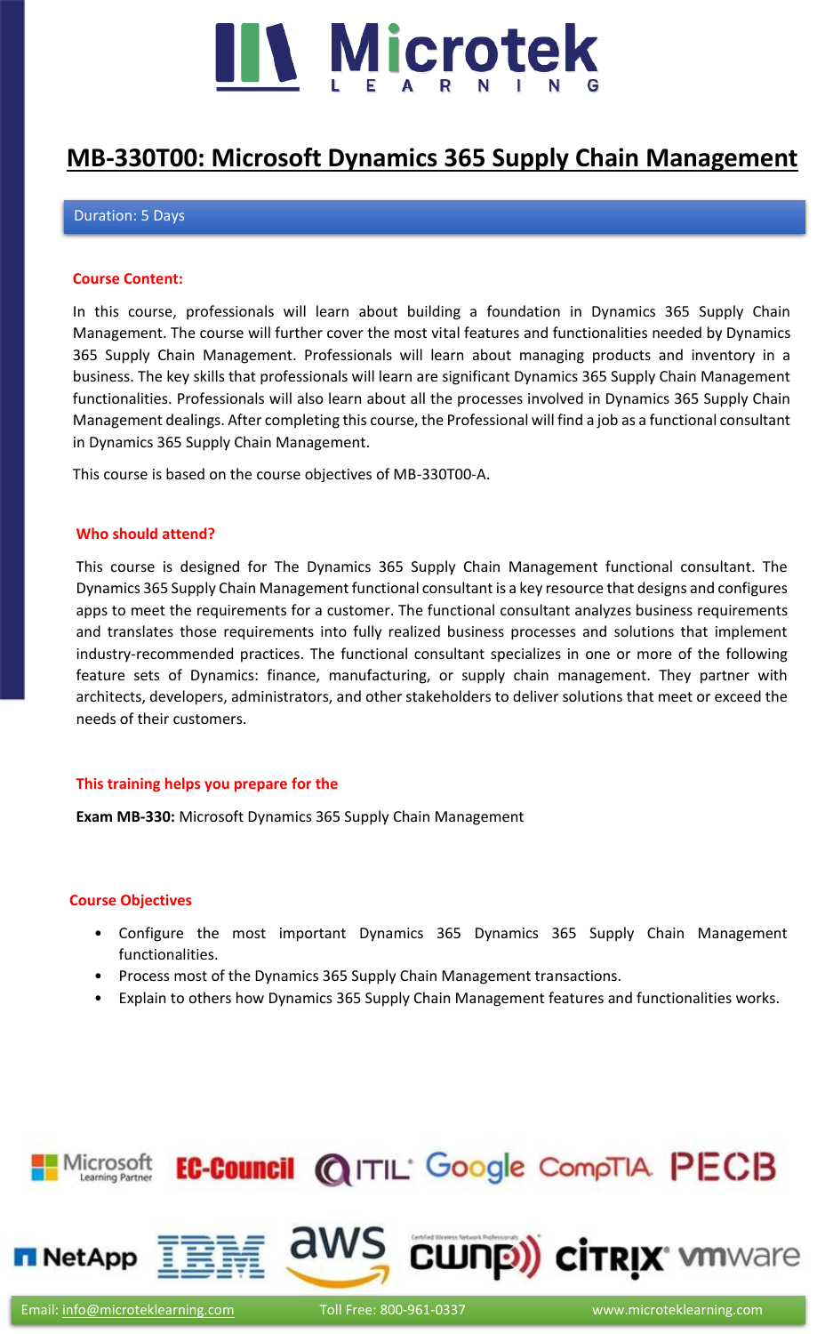# MB-330T00: Microsoft Dynamics 365 Supply Chain Management

Duration: 5 Days

## Course Content:

In this course, professionals will learn about building a foundation in Dynamics 365 Supply Chain Management. The course will further cover the most vital features and functionalities needed by Dynamics 365 Supply Chain Management. Professionals will learn about managing products and inventory in a business. The key skills that professionals will learn are significant Dynamics 365 Supply Chain Management functionalities. Professionals will also learn about all the processes involved in Dynamics 365 Supply Chain Management dealings. After completing this course, the Professional will find a job as a functional consultant in Dynamics 365 Supply Chain Management.

This course is based on the course objectives of MB-330T00-A.

## Who should attend?

This course is designed for The Dynamics 365 Supply Chain Management functional consultant. The Dynamics 365 Supply Chain Management functional consultant is a key resource that designs and configures apps to meet the requirements for a customer. The functional consultant analyzes business requirements and translates those requirements into fully realized business processes and solutions that implement industry-recommended practices. The functional consultant specializes in one or more of the following feature sets of Dynamics: finance, manufacturing, or supply chain management. They partner with architects, developers, administrators, and other stakeholders to deliver solutions that meet or exceed the needs of their customers.

## This training helps you prepare for the

**Exam MB-330:** Microsoft Dynamics 365 Supply Chain Management

## Course Objectives

- Configure the most important Dynamics 365 Dynamics 365 Supply Chain Management functionalities.
- Process most of the Dynamics 365 Supply Chain Management transactions.
- Explain to others how Dynamics 365 Supply Chain Management features and functionalities works.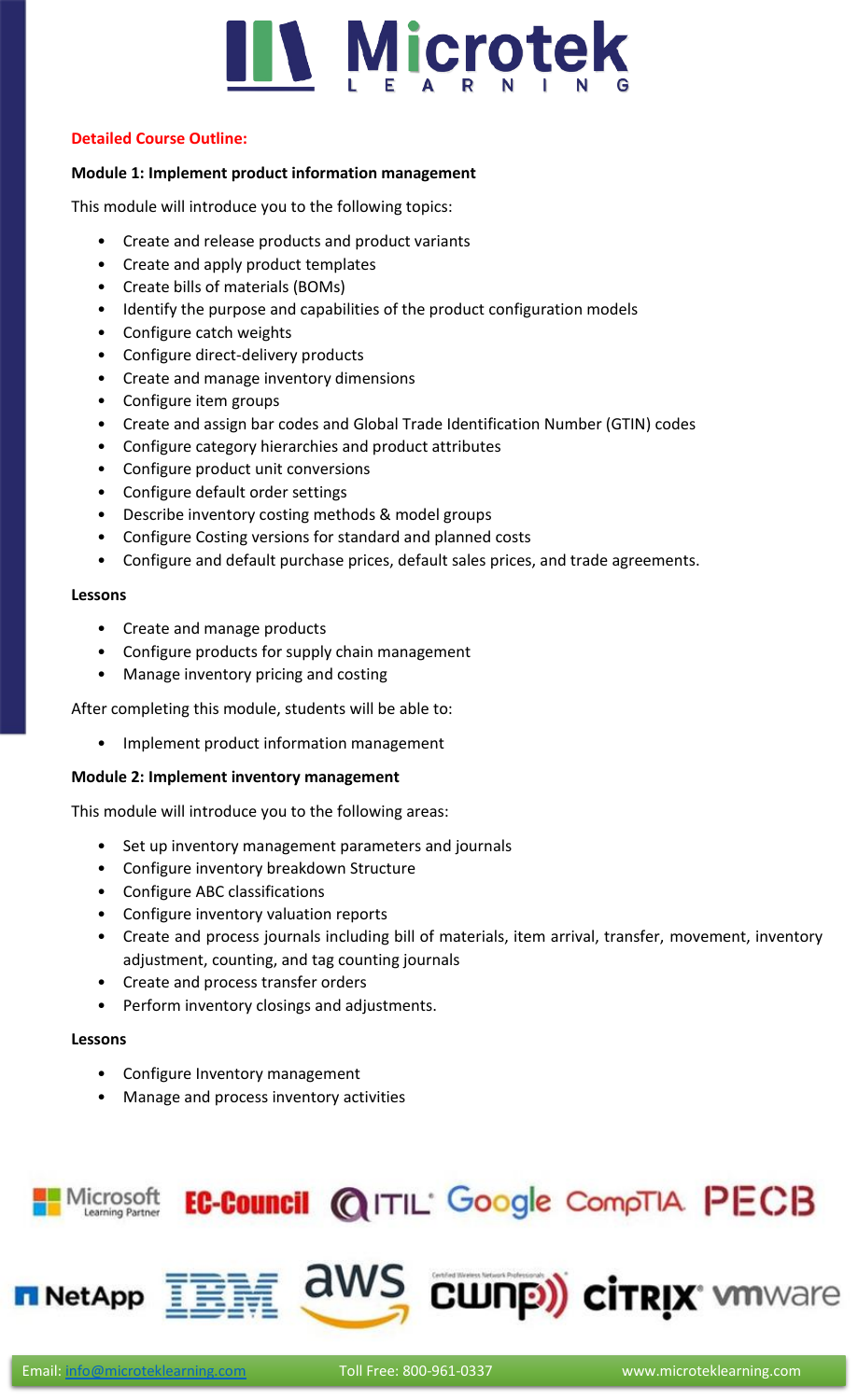**Detailed Course Outline:**

**Module 1: Implement product information management**

This module will introduce you to the following topics:

- Create and release products and product variants
- Create and apply product templates
- Create bills of materials (BOMs)
- Identify the purpose and capabilities of the product configuration models
- Configure catch weights
- Configure direct-delivery products
- Create and manage inventory dimensions
- Configure item groups
- Create and assign bar codes and Global Trade Identification Number (GTIN) codes
- Configure category hierarchies and product attributes
- Configure product unit conversions
- Configure default order settings
- Describe inventory costing methods & model groups
- Configure Costing versions for standard and planned costs
- Configure and default purchase prices, default sales prices, and trade agreements.

**Lessons**

- Create and manage products
- Configure products for supply chain management
- Manage inventory pricing and costing

After completing this module, students will be able to:

- Implement product information management

**Module 2: Implement inventory management**

This module will introduce you to the following areas:

- Set up inventory management parameters and journals
- Configure inventory breakdown Structure
- Configure ABC classifications
- Configure inventory valuation reports
- Create and process journals including bill of materials, item arrival, transfer, movement, inventory adjustment, counting, and tag counting journals
- Create and process transfer orders
- Perform inventory closings and adjustments.

**Lessons**

- Configure Inventory management
- Manage and process inventory activities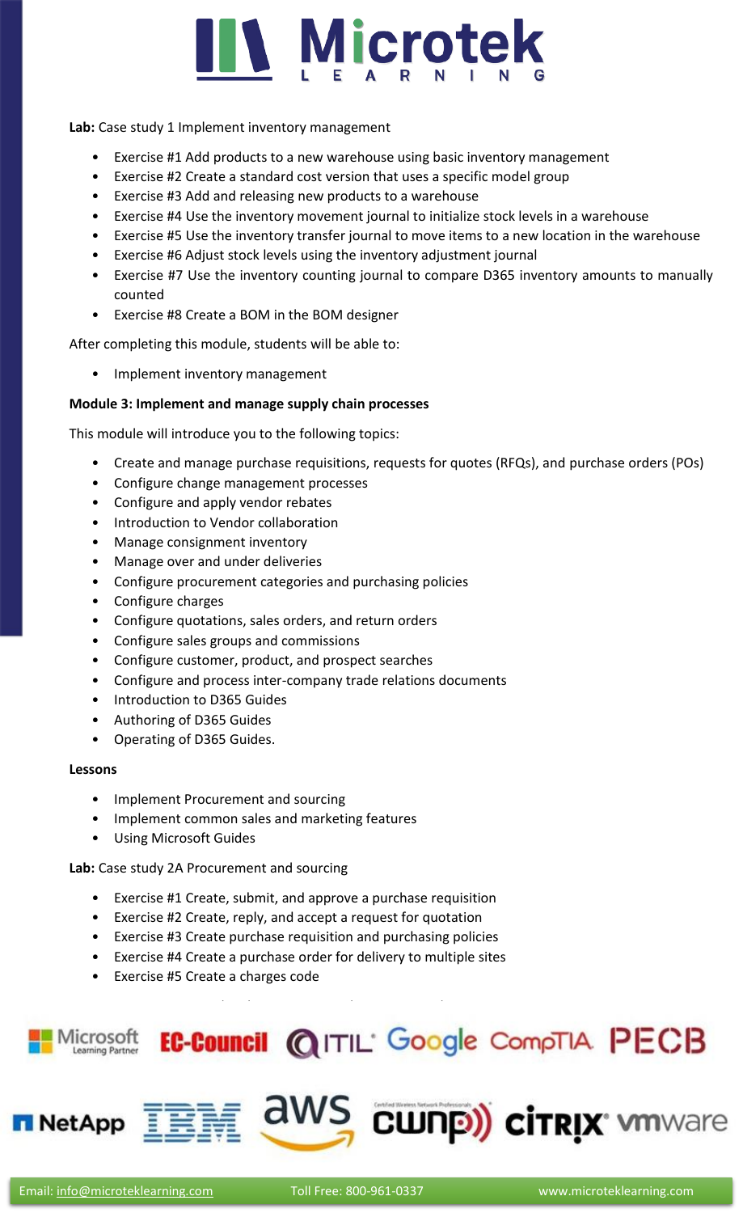**Lab:** Case study 1 Implement inventory management

- Exercise #1 Add products to a new warehouse using basic inventory management
- Exercise #2 Create a standard cost version that uses a specific model group
- Exercise #3 Add and releasing new products to a warehouse
- Exercise #4 Use the inventory movement journal to initialize stock levels in a warehouse
- Exercise #5 Use the inventory transfer journal to move items to a new location in the warehouse
- Exercise #6 Adjust stock levels using the inventory adjustment journal
- Exercise #7 Use the inventory counting journal to compare D365 inventory amounts to manually counted
- Exercise #8 Create a BOM in the BOM designer

After completing this module, students will be able to:

- Implement inventory management

**Module 3: Implement and manage supply chain processes**

This module will introduce you to the following topics:

- Create and manage purchase requisitions, requests for quotes (RFQs), and purchase orders (POs)
- Configure change management processes
- Configure and apply vendor rebates
- Introduction to Vendor collaboration
- Manage consignment inventory
- Manage over and under deliveries
- Configure procurement categories and purchasing policies
- Configure charges
- Configure quotations, sales orders, and return orders
- Configure sales groups and commissions
- Configure customer, product, and prospect searches
- Configure and process inter-company trade relations documents
- Introduction to D365 Guides
- Authoring of D365 Guides
- Operating of D365 Guides.

**Lessons**

- Implement Procurement and sourcing
- Implement common sales and marketing features
- Using Microsoft Guides

**Lab:** Case study 2A Procurement and sourcing

- Exercise #1 Create, submit, and approve a purchase requisition
- Exercise #2 Create, reply, and accept a request for quotation
- Exercise #3 Create purchase requisition and purchasing policies
- Exercise #4 Create a purchase order for delivery to multiple sites
- Exercise #5 Create a charges code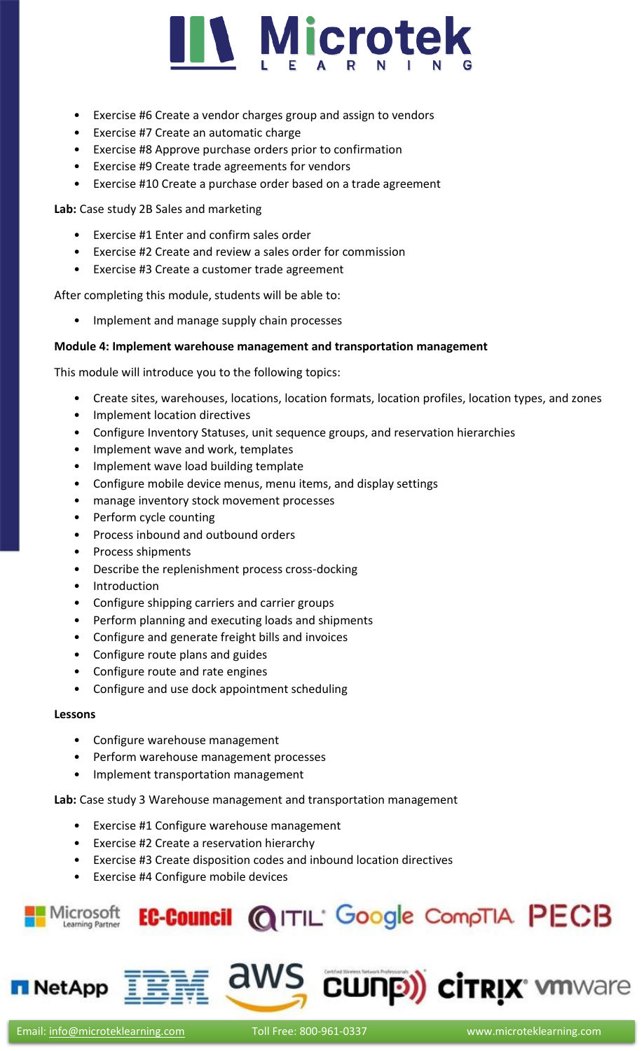- Exercise #6 Create a vendor charges group and assign to vendors
- Exercise #7 Create an automatic charge
- Exercise #8 Approve purchase orders prior to confirmation
- Exercise #9 Create trade agreements for vendors
- Exercise #10 Create a purchase order based on a trade agreement

**Lab:** Case study 2B Sales and marketing

- Exercise #1 Enter and confirm sales order
- Exercise #2 Create and review a sales order for commission
- Exercise #3 Create a customer trade agreement

After completing this module, students will be able to:

- Implement and manage supply chain processes

**Module 4: Implement warehouse management and transportation management**

This module will introduce you to the following topics:

- Create sites, warehouses, locations, location formats, location profiles, location types, and zones
- Implement location directives
- Configure Inventory Statuses, unit sequence groups, and reservation hierarchies
- Implement wave and work, templates
- Implement wave load building template
- Configure mobile device menus, menu items, and display settings
- manage inventory stock movement processes
- Perform cycle counting
- Process inbound and outbound orders
- Process shipments
- Describe the replenishment process cross-docking
- Introduction
- Configure shipping carriers and carrier groups
- Perform planning and executing loads and shipments
- Configure and generate freight bills and invoices
- Configure route plans and guides
- Configure route and rate engines
- Configure and use dock appointment scheduling

**Lessons**

- Configure warehouse management
- Perform warehouse management processes
- Implement transportation management

**Lab:** Case study 3 Warehouse management and transportation management

- Exercise #1 Configure warehouse management
- Exercise #2 Create a reservation hierarchy
- Exercise #3 Create disposition codes and inbound location directives
- Exercise #4 Configure mobile devices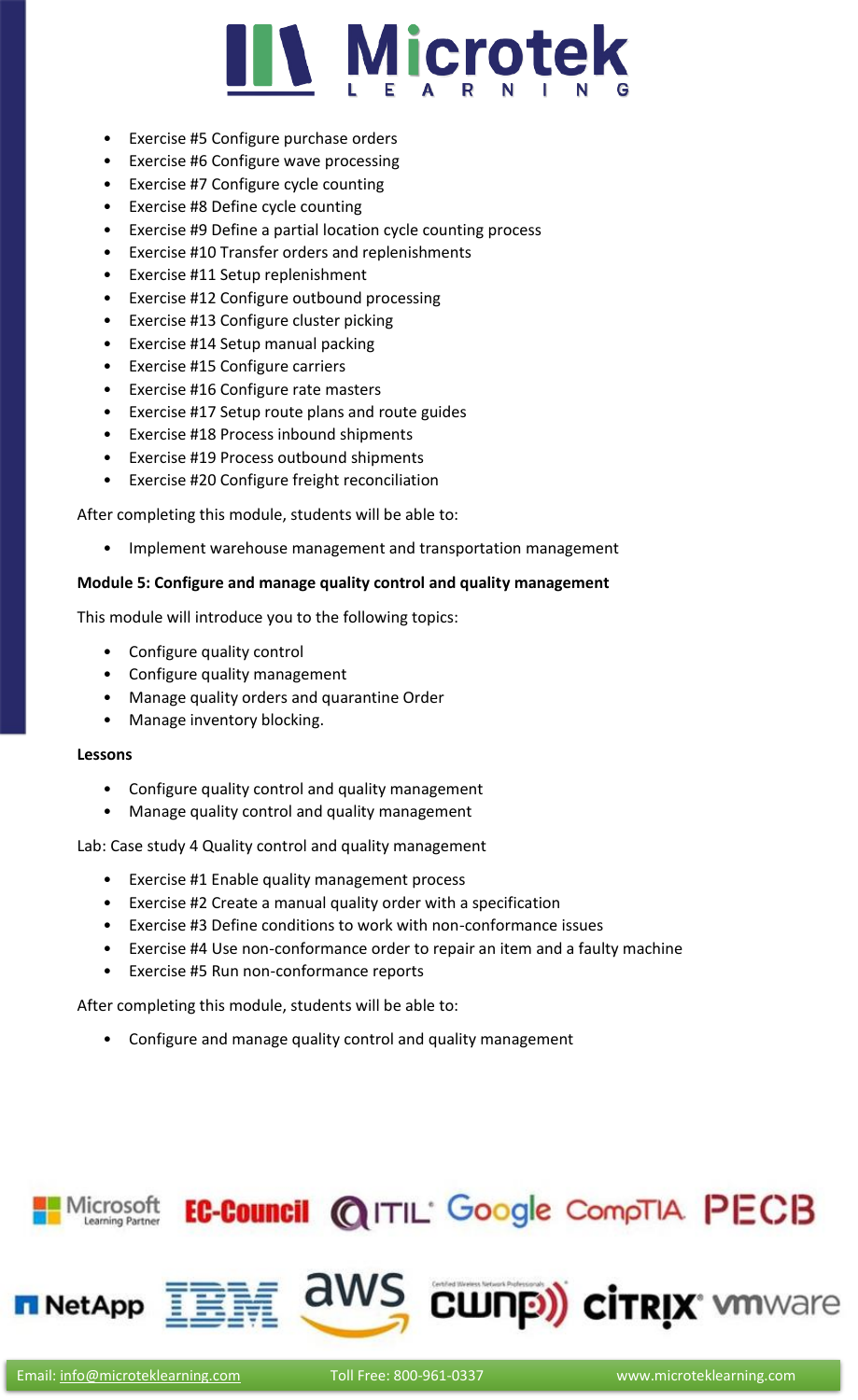- Exercise #5 Configure purchase orders
- Exercise #6 Configure wave processing
- Exercise #7 Configure cycle counting
- Exercise #8 Define cycle counting
- Exercise #9 Define a partial location cycle counting process
- Exercise #10 Transfer orders and replenishments
- Exercise #11 Setup replenishment
- Exercise #12 Configure outbound processing
- Exercise #13 Configure cluster picking
- Exercise #14 Setup manual packing
- Exercise #15 Configure carriers
- Exercise #16 Configure rate masters
- Exercise #17 Setup route plans and route guides
- Exercise #18 Process inbound shipments
- Exercise #19 Process outbound shipments
- Exercise #20 Configure freight reconciliation

After completing this module, students will be able to:

- Implement warehouse management and transportation management

**Module 5: Configure and manage quality control and quality management**

This module will introduce you to the following topics:

- Configure quality control
- Configure quality management
- Manage quality orders and quarantine Order
- Manage inventory blocking.

**Lessons**

- Configure quality control and quality management
- Manage quality control and quality management

Lab: Case study 4 Quality control and quality management

- Exercise #1 Enable quality management process
- Exercise #2 Create a manual quality order with a specification
- Exercise #3 Define conditions to work with non-conformance issues
- Exercise #4 Use non-conformance order to repair an item and a faulty machine
- Exercise #5 Run non-conformance reports

After completing this module, students will be able to:

- Configure and manage quality control and quality management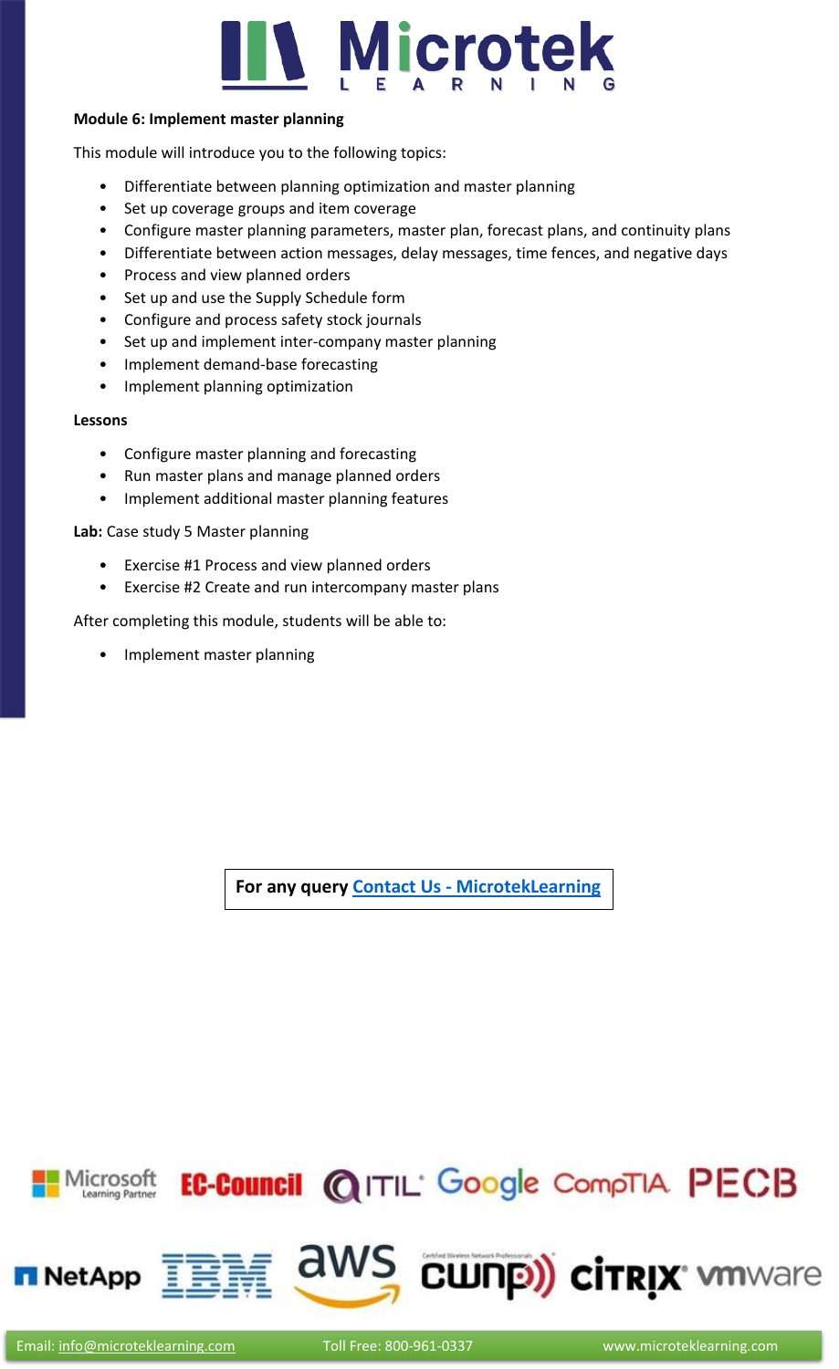**Module 6: Implement master planning**

This module will introduce you to the following topics:

- Differentiate between planning optimization and master planning
- Set up coverage groups and item coverage
- Configure master planning parameters, master plan, forecast plans, and continuity plans
- Differentiate between action messages, delay messages, time fences, and negative days
- Process and view planned orders
- Set up and use the Supply Schedule form
- Configure and process safety stock journals
- Set up and implement inter-company master planning
- Implement demand-base forecasting
- Implement planning optimization

**Lessons**

- Configure master planning and forecasting
- Run master plans and manage planned orders
- Implement additional master planning features

**Lab:** Case study 5 Master planning

- Exercise #1 Process and view planned orders
- Exercise #2 Create and run intercompany master plans

After completing this module, students will be able to:

- Implement master planning

**For any query** [Contact Us - MicrotekLearning]()